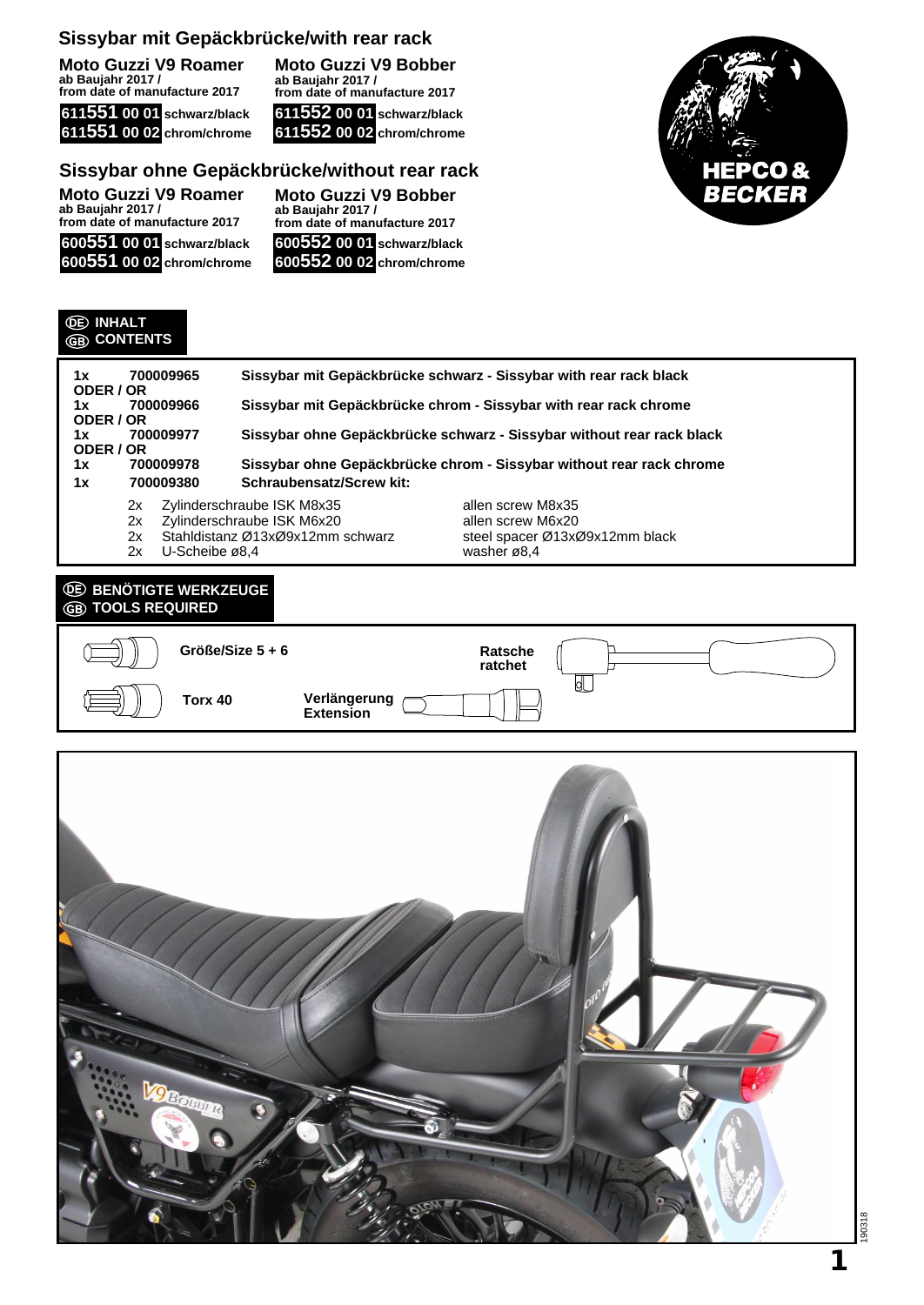## Sissybar mit Gepäckbrücke/with rear rack

**Moto Guzzi V9 Roamer**
ab Baujahr 2017 /
from date of manufacture 2017

**611551 00 01** schwarz/black
**611551 00 02** chrom/chrome

**Moto Guzzi V9 Bobber**
ab Baujahr 2017 /
from date of manufacture 2017

**611552 00 01** schwarz/black
**611552 00 02** chrom/chrome

## Sissybar ohne Gepäckbrücke/without rear rack

**Moto Guzzi V9 Roamer**
ab Baujahr 2017 /
from date of manufacture 2017

**600551 00 01** schwarz/black
**600551 00 02** chrom/chrome

**Moto Guzzi V9 Bobber**
ab Baujahr 2017 /
from date of manufacture 2017

**600552 00 01** schwarz/black
**600552 00 02** chrom/chrome

HEPCO & BECKER

### DE INHALT / GB CONTENTS

| Qty | Part No. | Description |
|---|---|---|
| 1x | 700009965 | Sissybar mit Gepäckbrücke schwarz - Sissybar with rear rack black |
| ODER / OR | | |
| 1x | 700009966 | Sissybar mit Gepäckbrücke chrom - Sissybar with rear rack chrome |
| ODER / OR | | |
| 1x | 700009977 | Sissybar ohne Gepäckbrücke schwarz - Sissybar without rear rack black |
| ODER / OR | | |
| 1x | 700009978 | Sissybar ohne Gepäckbrücke chrom - Sissybar without rear rack chrome |
| 1x | 700009380 | Schraubensatz/Screw kit: |

| Qty | DE | GB |
|---|---|---|
| 2x | Zylinderschraube ISK M8x35 | allen screw M8x35 |
| 2x | Zylinderschraube ISK M6x20 | allen screw M6x20 |
| 2x | Stahldistanz Ø13xØ9x12mm schwarz | steel spacer Ø13xØ9x12mm black |
| 2x | U-Scheibe ø8,4 | washer ø8,4 |

### DE BENÖTIGTE WERKZEUGE / GB TOOLS REQUIRED

- Größe/Size 5 + 6
- Torx 40
- Verlängerung / Extension
- Ratsche / ratchet

190318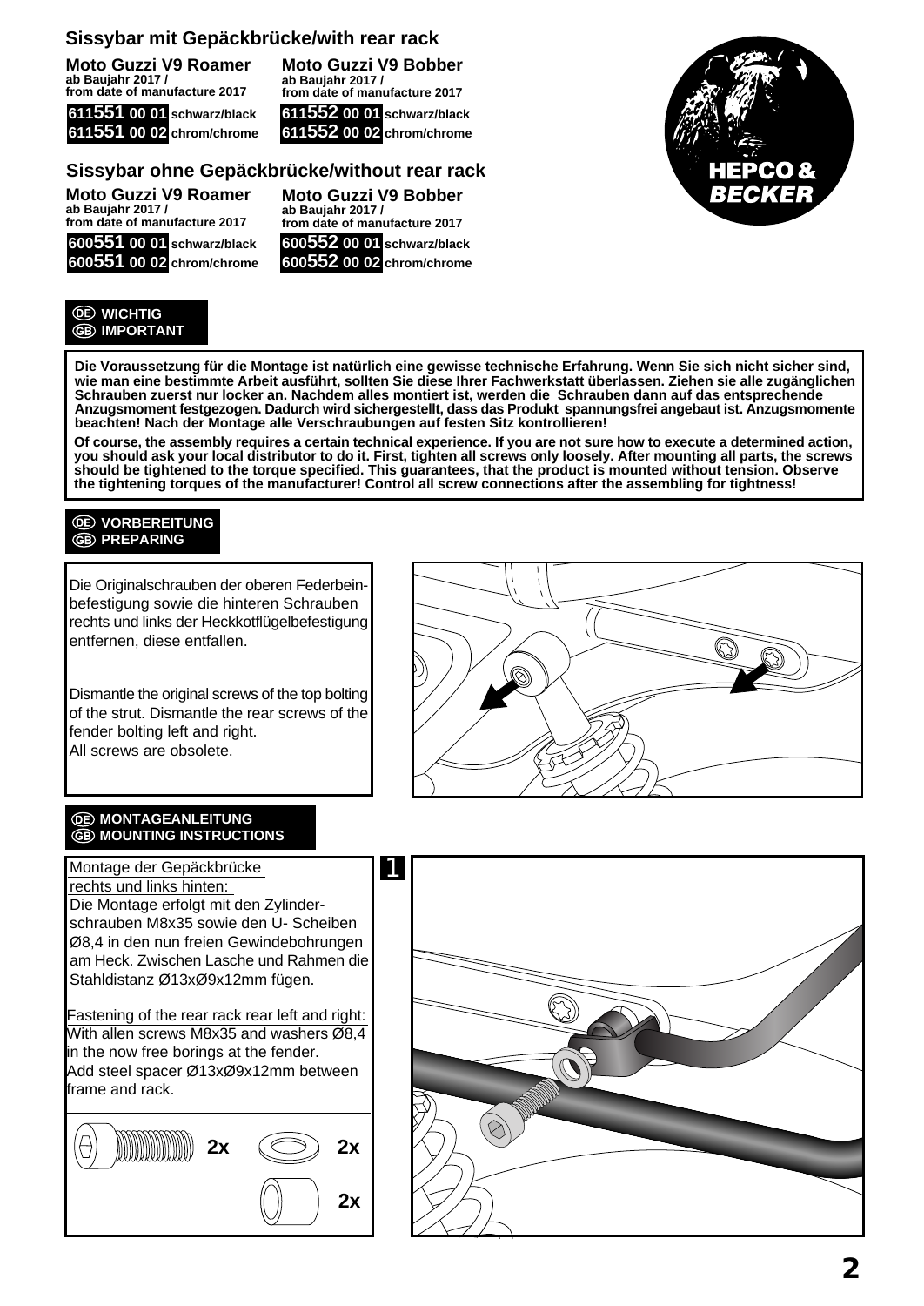## Sissybar mit Gepäckbrücke/with rear rack

**Moto Guzzi V9 Roamer**
ab Baujahr 2017 /
from date of manufacture 2017

**611551 00 01** schwarz/black
**611551 00 02** chrom/chrome

**Moto Guzzi V9 Bobber**
ab Baujahr 2017 /
from date of manufacture 2017

**611552 00 01** schwarz/black
**611552 00 02** chrom/chrome

## Sissybar ohne Gepäckbrücke/without rear rack

**Moto Guzzi V9 Roamer**
ab Baujahr 2017 /
from date of manufacture 2017

**600551 00 01** schwarz/black
**600551 00 02** chrom/chrome

**Moto Guzzi V9 Bobber**
ab Baujahr 2017 /
from date of manufacture 2017

**600552 00 01** schwarz/black
**600552 00 02** chrom/chrome

HEPCO & BECKER

### DE WICHTIG / GB IMPORTANT

**Die Voraussetzung für die Montage ist natürlich eine gewisse technische Erfahrung. Wenn Sie sich nicht sicher sind, wie man eine bestimmte Arbeit ausführt, sollten Sie diese Ihrer Fachwerkstatt überlassen. Ziehen sie alle zugänglichen Schrauben zuerst nur locker an. Nachdem alles montiert ist, werden die Schrauben dann auf das entsprechende Anzugsmoment festgezogen. Dadurch wird sichergestellt, dass das Produkt spannungsfrei angebaut ist. Anzugsmomente beachten! Nach der Montage alle Verschraubungen auf festen Sitz kontrollieren!**

**Of course, the assembly requires a certain technical experience. If you are not sure how to execute a determined action, you should ask your local distributor to do it. First, tighten all screws only loosely. After mounting all parts, the screws should be tightened to the torque specified. This guarantees, that the product is mounted without tension. Observe the tightening torques of the manufacturer! Control all screw connections after the assembling for tightness!**

### DE VORBEREITUNG / GB PREPARING

Die Originalschrauben der oberen Federbeinbefestigung sowie die hinteren Schrauben rechts und links der Heckkotflügelbefestigung entfernen, diese entfallen.

Dismantle the original screws of the top bolting of the strut. Dismantle the rear screws of the fender bolting left and right.
All screws are obsolete.

### DE MONTAGEANLEITUNG / GB MOUNTING INSTRUCTIONS

**1**

Montage der Gepäckbrücke rechts und links hinten:
Die Montage erfolgt mit den Zylinderschrauben M8x35 sowie den U- Scheiben Ø8,4 in den nun freien Gewindebohrungen am Heck. Zwischen Lasche und Rahmen die Stahldistanz Ø13xØ9x12mm fügen.

Fastening of the rear rack rear left and right:
With allen screws M8x35 and washers Ø8,4 in the now free borings at the fender.
Add steel spacer Ø13xØ9x12mm between frame and rack.

2x 2x 2x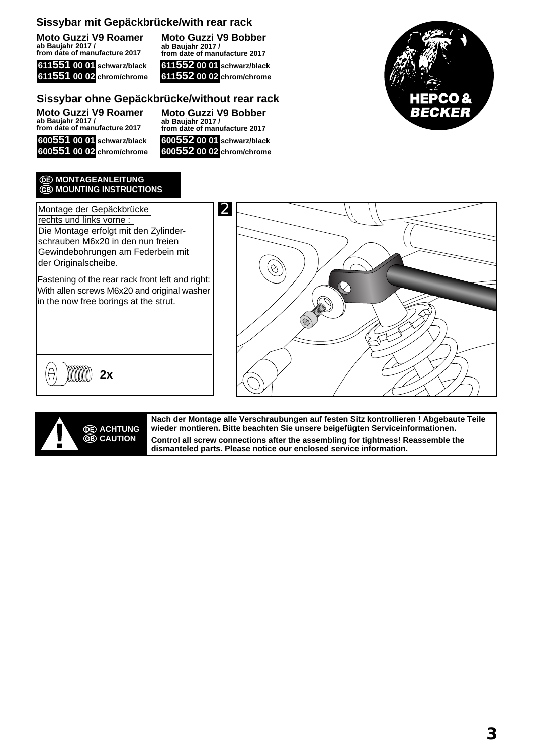## Sissybar mit Gepäckbrücke/with rear rack

| Moto Guzzi V9 Roamer<br>ab Baujahr 2017 /<br>from date of manufacture 2017 | Moto Guzzi V9 Bobber<br>ab Baujahr 2017 /<br>from date of manufacture 2017 |
|---|---|
| 611551 00 01 schwarz/black | 611552 00 01 schwarz/black |
| 611551 00 02 chrom/chrome | 611552 00 02 chrom/chrome |

## Sissybar ohne Gepäckbrücke/without rear rack

| Moto Guzzi V9 Roamer<br>ab Baujahr 2017 /<br>from date of manufacture 2017 | Moto Guzzi V9 Bobber<br>ab Baujahr 2017 /<br>from date of manufacture 2017 |
|---|---|
| 600551 00 01 schwarz/black | 600552 00 01 schwarz/black |
| 600551 00 02 chrom/chrome | 600552 00 02 chrom/chrome |

HEPCO & BECKER

**DE MONTAGEANLEITUNG**
**GB MOUNTING INSTRUCTIONS**

2

Montage der Gepäckbrücke rechts und links vorne :
Die Montage erfolgt mit den Zylinderschrauben M6x20 in den nun freien Gewindebohrungen am Federbein mit der Originalscheibe.

Fastening of the rear rack front left and right:
With allen screws M6x20 and original washer in the now free borings at the strut.

2x

**DE ACHTUNG**
**GB CAUTION**

**Nach der Montage alle Verschraubungen auf festen Sitz kontrollieren ! Abgebaute Teile wieder montieren. Bitte beachten Sie unsere beigefügten Serviceinformationen.**

**Control all screw connections after the assembling for tightness! Reassemble the dismanteled parts. Please notice our enclosed service information.**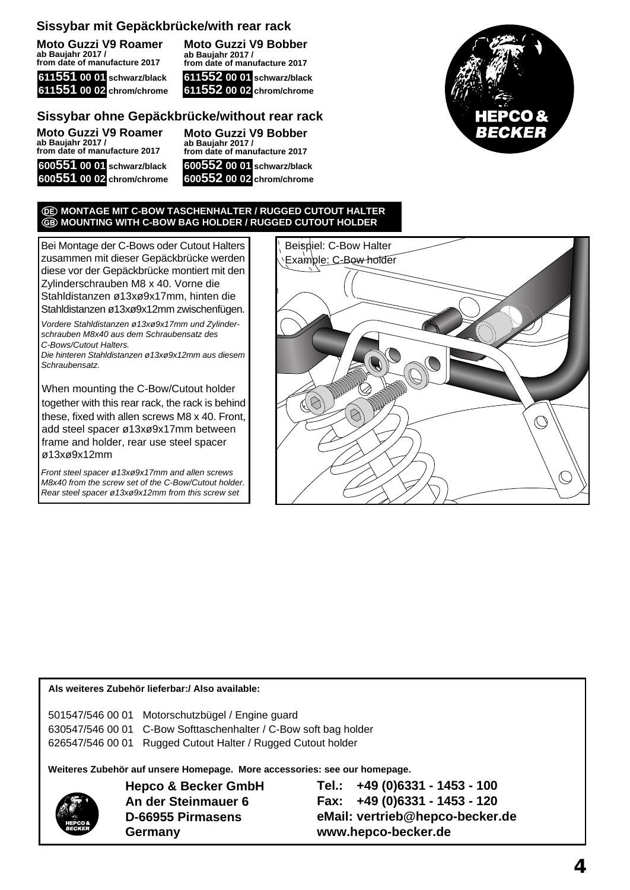## Sissybar mit Gepäckbrücke/with rear rack

**Moto Guzzi V9 Roamer**
**ab Baujahr 2017 / from date of manufacture 2017**

**611551 00 01 schwarz/black**
**611551 00 02 chrom/chrome**

**Moto Guzzi V9 Bobber**
**ab Baujahr 2017 / from date of manufacture 2017**

**611552 00 01 schwarz/black**
**611552 00 02 chrom/chrome**

## Sissybar ohne Gepäckbrücke/without rear rack

**Moto Guzzi V9 Roamer**
**ab Baujahr 2017 / from date of manufacture 2017**

**600551 00 01 schwarz/black**
**600551 00 02 chrom/chrome**

**Moto Guzzi V9 Bobber**
**ab Baujahr 2017 / from date of manufacture 2017**

**600552 00 01 schwarz/black**
**600552 00 02 chrom/chrome**

### DE MONTAGE MIT C-BOW TASCHENHALTER / RUGGED CUTOUT HALTER
### GB MOUNTING WITH C-BOW BAG HOLDER / RUGGED CUTOUT HOLDER

Bei Montage der C-Bows oder Cutout Halters zusammen mit dieser Gepäckbrücke werden diese vor der Gepäckbrücke montiert mit den Zylinderschrauben M8 x 40. Vorne die Stahldistanzen ø13xø9x17mm, hinten die Stahldistanzen ø13xø9x12mm zwischenfügen.

*Vordere Stahldistanzen ø13xø9x17mm und Zylinderschrauben M8x40 aus dem Schraubensatz des C-Bows/Cutout Halters.*
*Die hinteren Stahldistanzen ø13xø9x12mm aus diesem Schraubensatz.*

When mounting the C-Bow/Cutout holder together with this rear rack, the rack is behind these, fixed with allen screws M8 x 40. Front, add steel spacer ø13xø9x17mm between frame and holder, rear use steel spacer ø13xø9x12mm

*Front steel spacer ø13xø9x17mm and allen screws M8x40 from the screw set of the C-Bow/Cutout holder.*
*Rear steel spacer ø13xø9x12mm from this screw set*

Beispiel: C-Bow Halter
Example: C-Bow holder

**Als weiteres Zubehör lieferbar:/ Also available:**

501547/546 00 01 Motorschutzbügel / Engine guard
630547/546 00 01 C-Bow Softtaschenhalter / C-Bow soft bag holder
626547/546 00 01 Rugged Cutout Halter / Rugged Cutout holder

**Weiteres Zubehör auf unsere Homepage. More accessories: see our homepage.**

**Hepco & Becker GmbH**
**An der Steinmauer 6**
**D-66955 Pirmasens**
**Germany**

**Tel.: +49 (0)6331 - 1453 - 100**
**Fax: +49 (0)6331 - 1453 - 120**
**eMail: vertrieb@hepco-becker.de**
**www.hepco-becker.de**